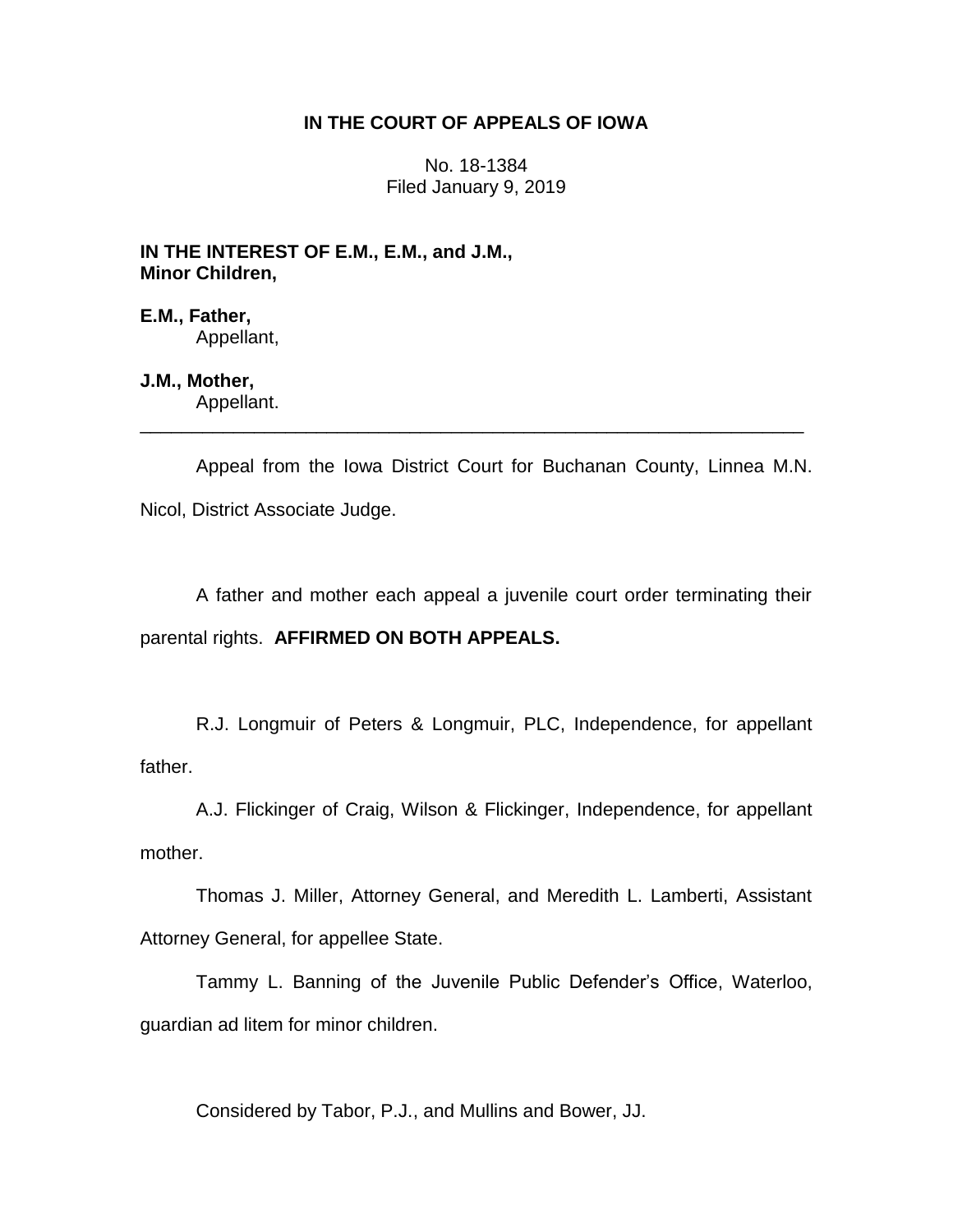**IN THE COURT OF APPEALS OF IOWA**

No. 18-1384
Filed January 9, 2019

**IN THE INTEREST OF E.M., E.M., and J.M.,
Minor Children,**

**E.M., Father,**
Appellant,

**J.M., Mother,**
Appellant.

---

Appeal from the Iowa District Court for Buchanan County, Linnea M.N. Nicol, District Associate Judge.

A father and mother each appeal a juvenile court order terminating their parental rights. **AFFIRMED ON BOTH APPEALS.**

R.J. Longmuir of Peters & Longmuir, PLC, Independence, for appellant father.

A.J. Flickinger of Craig, Wilson & Flickinger, Independence, for appellant mother.

Thomas J. Miller, Attorney General, and Meredith L. Lamberti, Assistant Attorney General, for appellee State.

Tammy L. Banning of the Juvenile Public Defender's Office, Waterloo, guardian ad litem for minor children.

Considered by Tabor, P.J., and Mullins and Bower, JJ.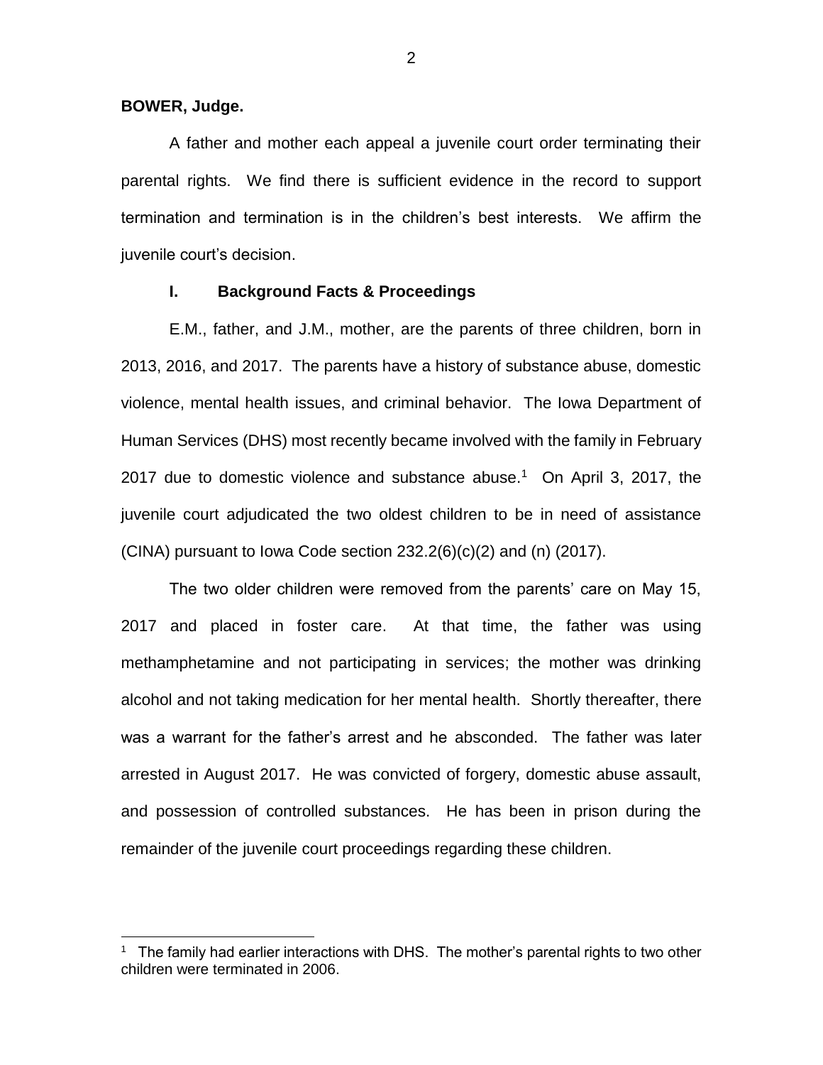**BOWER, Judge.**

A father and mother each appeal a juvenile court order terminating their parental rights. We find there is sufficient evidence in the record to support termination and termination is in the children's best interests. We affirm the juvenile court's decision.

## I. Background Facts & Proceedings

E.M., father, and J.M., mother, are the parents of three children, born in 2013, 2016, and 2017. The parents have a history of substance abuse, domestic violence, mental health issues, and criminal behavior. The Iowa Department of Human Services (DHS) most recently became involved with the family in February 2017 due to domestic violence and substance abuse.[1] On April 3, 2017, the juvenile court adjudicated the two oldest children to be in need of assistance (CINA) pursuant to Iowa Code section 232.2(6)(c)(2) and (n) (2017).

The two older children were removed from the parents' care on May 15, 2017 and placed in foster care. At that time, the father was using methamphetamine and not participating in services; the mother was drinking alcohol and not taking medication for her mental health. Shortly thereafter, there was a warrant for the father's arrest and he absconded. The father was later arrested in August 2017. He was convicted of forgery, domestic abuse assault, and possession of controlled substances. He has been in prison during the remainder of the juvenile court proceedings regarding these children.

[1] The family had earlier interactions with DHS. The mother's parental rights to two other children were terminated in 2006.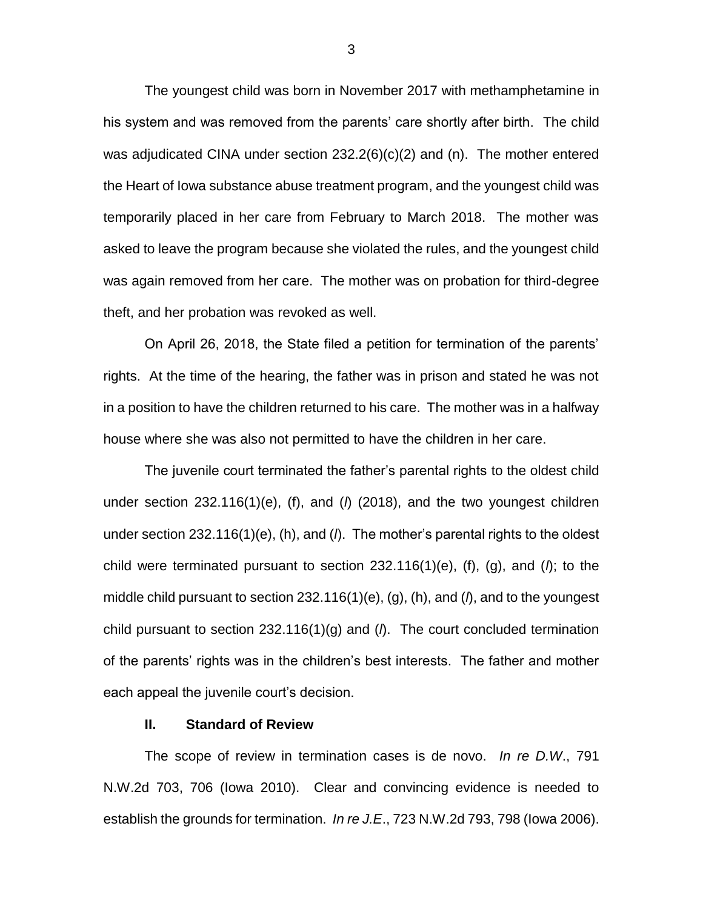The youngest child was born in November 2017 with methamphetamine in his system and was removed from the parents' care shortly after birth. The child was adjudicated CINA under section 232.2(6)(c)(2) and (n). The mother entered the Heart of Iowa substance abuse treatment program, and the youngest child was temporarily placed in her care from February to March 2018. The mother was asked to leave the program because she violated the rules, and the youngest child was again removed from her care. The mother was on probation for third-degree theft, and her probation was revoked as well.

On April 26, 2018, the State filed a petition for termination of the parents' rights. At the time of the hearing, the father was in prison and stated he was not in a position to have the children returned to his care. The mother was in a halfway house where she was also not permitted to have the children in her care.

The juvenile court terminated the father's parental rights to the oldest child under section 232.116(1)(e), (f), and (*l*) (2018), and the two youngest children under section 232.116(1)(e), (h), and (*l*). The mother's parental rights to the oldest child were terminated pursuant to section 232.116(1)(e), (f), (g), and (*l*); to the middle child pursuant to section 232.116(1)(e), (g), (h), and (*l*), and to the youngest child pursuant to section 232.116(1)(g) and (*l*). The court concluded termination of the parents' rights was in the children's best interests. The father and mother each appeal the juvenile court's decision.

## II. Standard of Review

The scope of review in termination cases is de novo. *In re D.W.*, 791 N.W.2d 703, 706 (Iowa 2010). Clear and convincing evidence is needed to establish the grounds for termination. *In re J.E.*, 723 N.W.2d 793, 798 (Iowa 2006).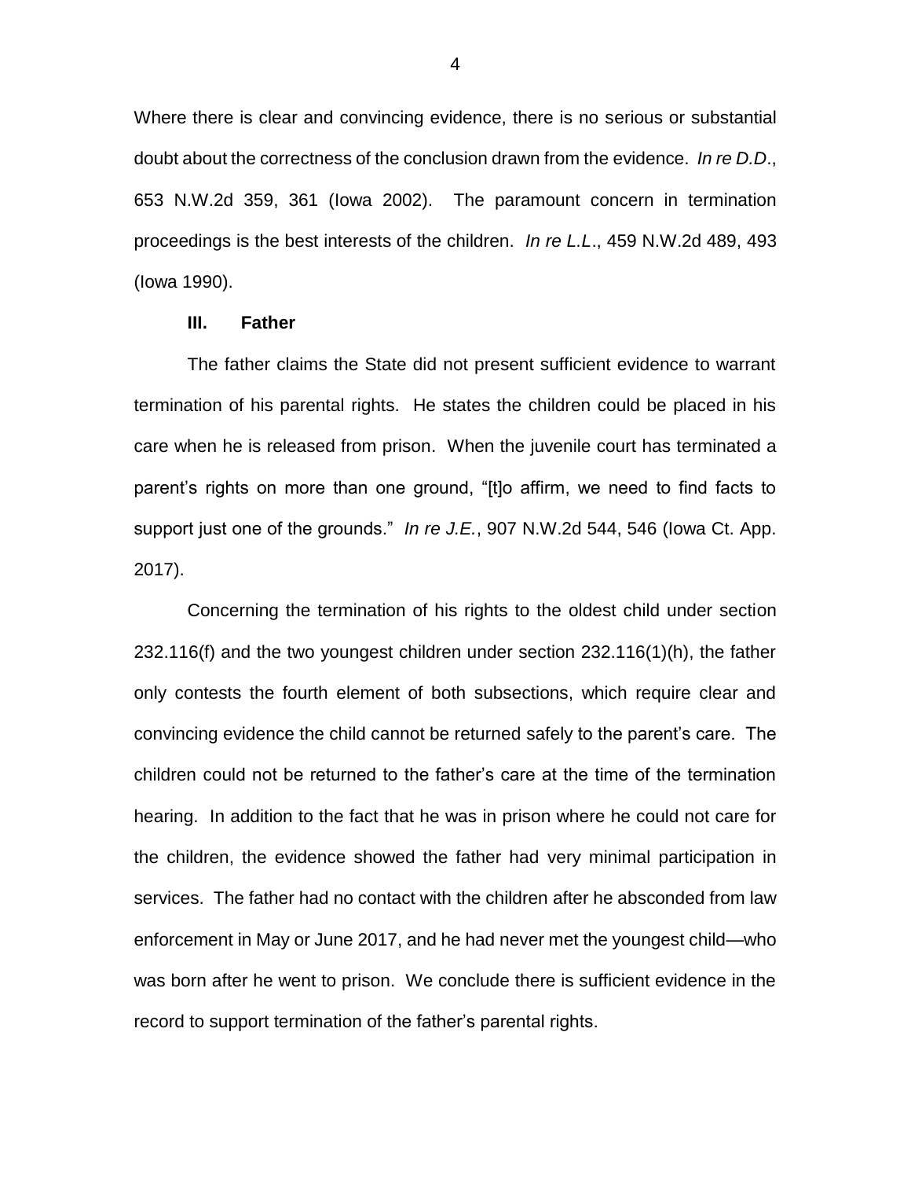Where there is clear and convincing evidence, there is no serious or substantial doubt about the correctness of the conclusion drawn from the evidence. *In re D.D*., 653 N.W.2d 359, 361 (Iowa 2002). The paramount concern in termination proceedings is the best interests of the children. *In re L.L*., 459 N.W.2d 489, 493 (Iowa 1990).

### III. Father

The father claims the State did not present sufficient evidence to warrant termination of his parental rights. He states the children could be placed in his care when he is released from prison. When the juvenile court has terminated a parent's rights on more than one ground, "[t]o affirm, we need to find facts to support just one of the grounds." *In re J.E.*, 907 N.W.2d 544, 546 (Iowa Ct. App. 2017).

Concerning the termination of his rights to the oldest child under section 232.116(f) and the two youngest children under section 232.116(1)(h), the father only contests the fourth element of both subsections, which require clear and convincing evidence the child cannot be returned safely to the parent's care. The children could not be returned to the father's care at the time of the termination hearing. In addition to the fact that he was in prison where he could not care for the children, the evidence showed the father had very minimal participation in services. The father had no contact with the children after he absconded from law enforcement in May or June 2017, and he had never met the youngest child—who was born after he went to prison. We conclude there is sufficient evidence in the record to support termination of the father's parental rights.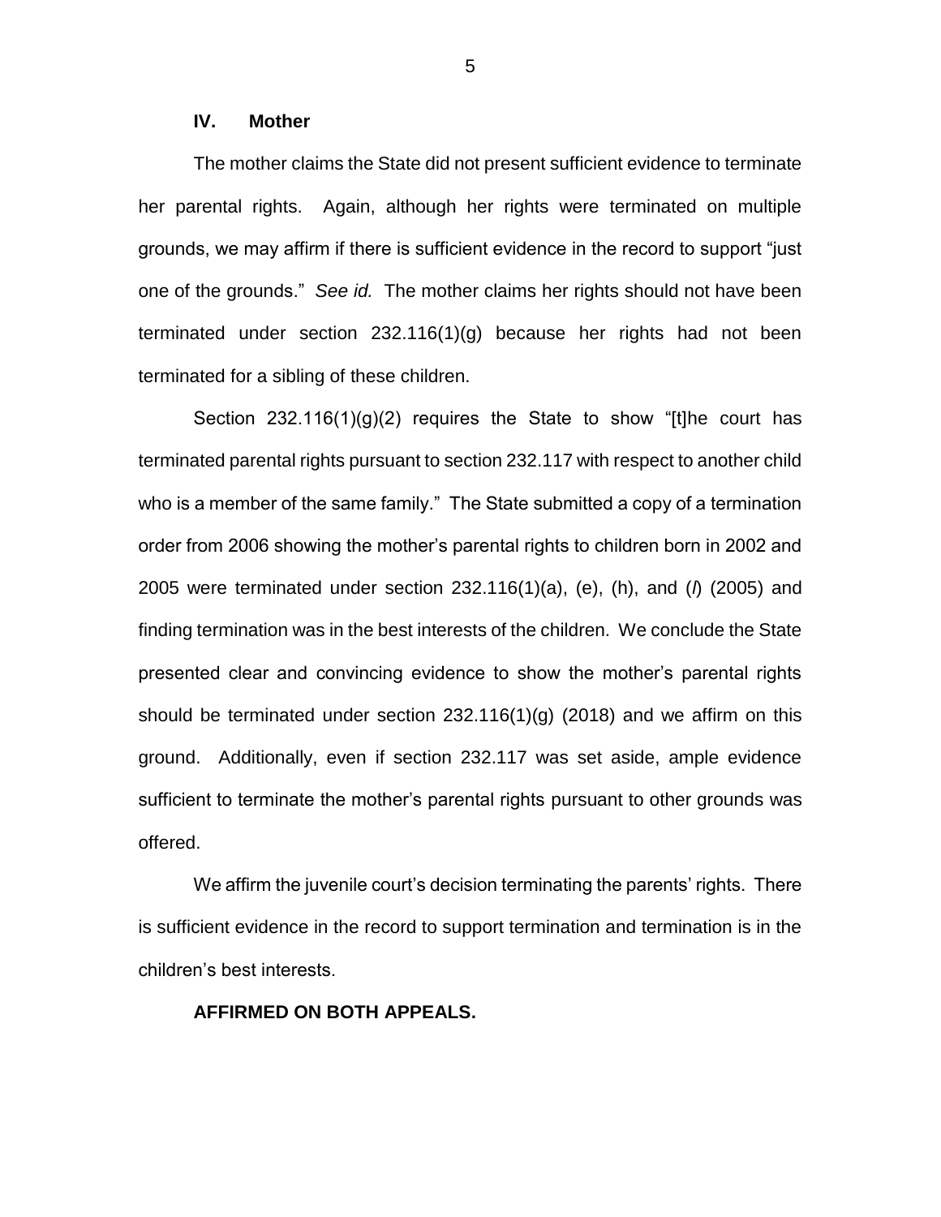### IV. Mother

The mother claims the State did not present sufficient evidence to terminate her parental rights. Again, although her rights were terminated on multiple grounds, we may affirm if there is sufficient evidence in the record to support "just one of the grounds." *See id.* The mother claims her rights should not have been terminated under section 232.116(1)(g) because her rights had not been terminated for a sibling of these children.

Section 232.116(1)(g)(2) requires the State to show "[t]he court has terminated parental rights pursuant to section 232.117 with respect to another child who is a member of the same family." The State submitted a copy of a termination order from 2006 showing the mother's parental rights to children born in 2002 and 2005 were terminated under section 232.116(1)(a), (e), (h), and (*l*) (2005) and finding termination was in the best interests of the children. We conclude the State presented clear and convincing evidence to show the mother's parental rights should be terminated under section 232.116(1)(g) (2018) and we affirm on this ground. Additionally, even if section 232.117 was set aside, ample evidence sufficient to terminate the mother's parental rights pursuant to other grounds was offered.

We affirm the juvenile court's decision terminating the parents' rights. There is sufficient evidence in the record to support termination and termination is in the children's best interests.

**AFFIRMED ON BOTH APPEALS.**